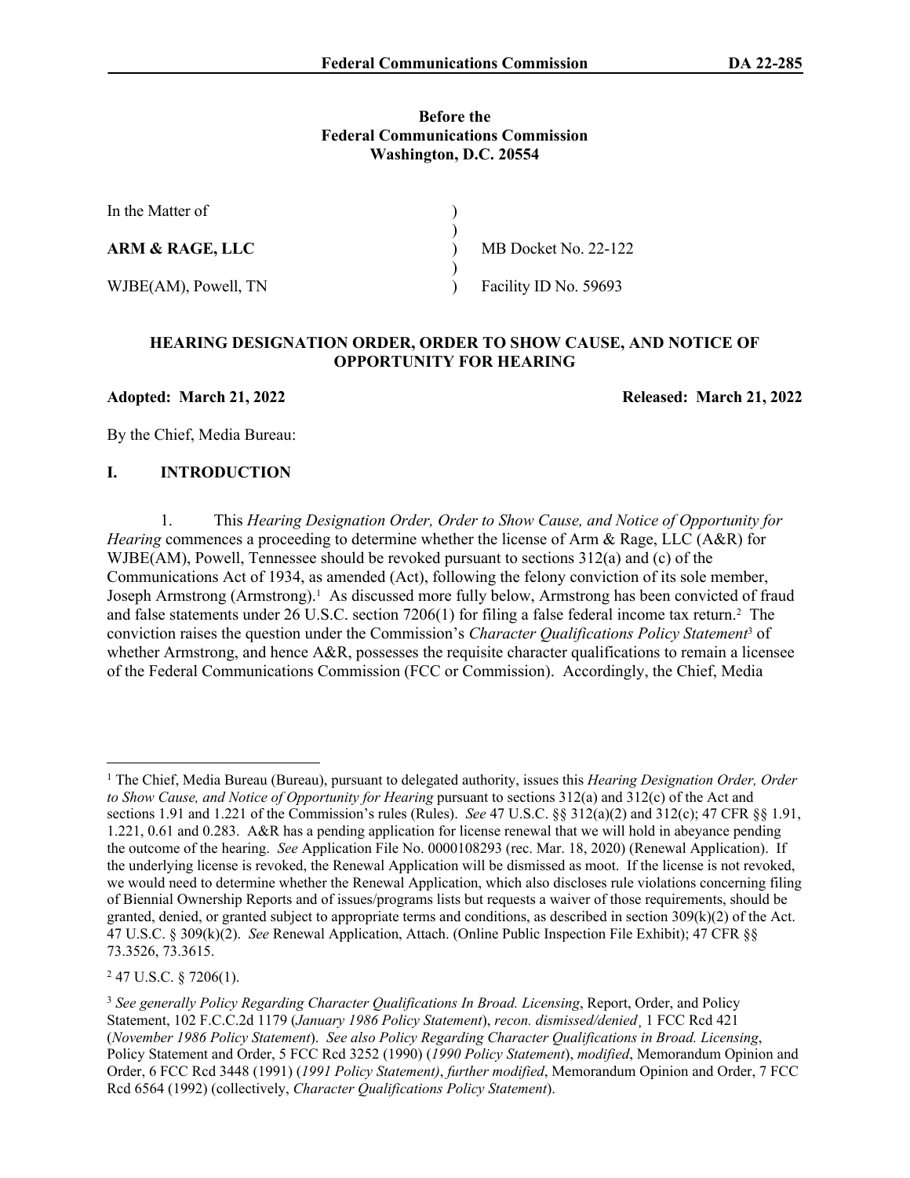Before the
Federal Communications Commission
Washington, D.C. 20554

| In the Matter of | ) | |
|---|---|---|
| | ) | |
| **ARM & RAGE, LLC** | ) | MB Docket No. 22-122 |
| | ) | |
| WJBE(AM), Powell, TN | ) | Facility ID No. 59693 |

## HEARING DESIGNATION ORDER, ORDER TO SHOW CAUSE, AND NOTICE OF OPPORTUNITY FOR HEARING

**Adopted: March 21, 2022** **Released: March 21, 2022**

By the Chief, Media Bureau:

## I. INTRODUCTION

1. This *Hearing Designation Order, Order to Show Cause, and Notice of Opportunity for Hearing* commences a proceeding to determine whether the license of Arm & Rage, LLC (A&R) for WJBE(AM), Powell, Tennessee should be revoked pursuant to sections 312(a) and (c) of the Communications Act of 1934, as amended (Act), following the felony conviction of its sole member, Joseph Armstrong (Armstrong).[1] As discussed more fully below, Armstrong has been convicted of fraud and false statements under 26 U.S.C. section 7206(1) for filing a false federal income tax return.[2] The conviction raises the question under the Commission's *Character Qualifications Policy Statement*[3] of whether Armstrong, and hence A&R, possesses the requisite character qualifications to remain a licensee of the Federal Communications Commission (FCC or Commission). Accordingly, the Chief, Media

[1] The Chief, Media Bureau (Bureau), pursuant to delegated authority, issues this *Hearing Designation Order, Order to Show Cause, and Notice of Opportunity for Hearing* pursuant to sections 312(a) and 312(c) of the Act and sections 1.91 and 1.221 of the Commission's rules (Rules). *See* 47 U.S.C. §§ 312(a)(2) and 312(c); 47 CFR §§ 1.91, 1.221, 0.61 and 0.283. A&R has a pending application for license renewal that we will hold in abeyance pending the outcome of the hearing. *See* Application File No. 0000108293 (rec. Mar. 18, 2020) (Renewal Application). If the underlying license is revoked, the Renewal Application will be dismissed as moot. If the license is not revoked, we would need to determine whether the Renewal Application, which also discloses rule violations concerning filing of Biennial Ownership Reports and of issues/programs lists but requests a waiver of those requirements, should be granted, denied, or granted subject to appropriate terms and conditions, as described in section 309(k)(2) of the Act. 47 U.S.C. § 309(k)(2). *See* Renewal Application, Attach. (Online Public Inspection File Exhibit); 47 CFR §§ 73.3526, 73.3615.

[2] 47 U.S.C. § 7206(1).

[3] *See generally Policy Regarding Character Qualifications In Broad. Licensing*, Report, Order, and Policy Statement, 102 F.C.C.2d 1179 (*January 1986 Policy Statement*), *recon. dismissed/denied*¸ 1 FCC Rcd 421 (*November 1986 Policy Statement*). *See also Policy Regarding Character Qualifications in Broad. Licensing*, Policy Statement and Order, 5 FCC Rcd 3252 (1990) (*1990 Policy Statement*), *modified*, Memorandum Opinion and Order, 6 FCC Rcd 3448 (1991) (*1991 Policy Statement)*, *further modified*, Memorandum Opinion and Order, 7 FCC Rcd 6564 (1992) (collectively, *Character Qualifications Policy Statement*).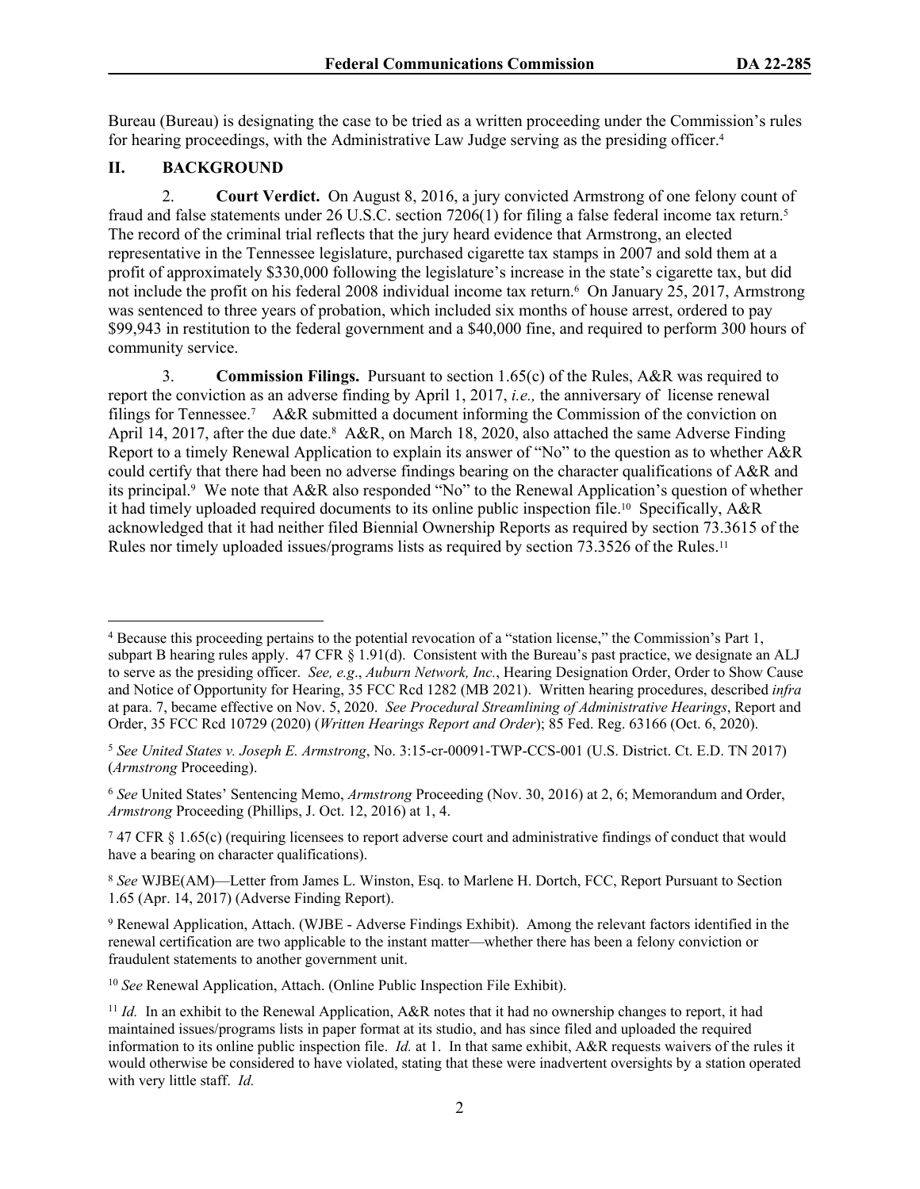Bureau (Bureau) is designating the case to be tried as a written proceeding under the Commission's rules for hearing proceedings, with the Administrative Law Judge serving as the presiding officer.[4]

## II. BACKGROUND

2. **Court Verdict.** On August 8, 2016, a jury convicted Armstrong of one felony count of fraud and false statements under 26 U.S.C. section 7206(1) for filing a false federal income tax return.[5] The record of the criminal trial reflects that the jury heard evidence that Armstrong, an elected representative in the Tennessee legislature, purchased cigarette tax stamps in 2007 and sold them at a profit of approximately $330,000 following the legislature's increase in the state's cigarette tax, but did not include the profit on his federal 2008 individual income tax return.[6] On January 25, 2017, Armstrong was sentenced to three years of probation, which included six months of house arrest, ordered to pay $99,943 in restitution to the federal government and a $40,000 fine, and required to perform 300 hours of community service.

3. **Commission Filings.** Pursuant to section 1.65(c) of the Rules, A&R was required to report the conviction as an adverse finding by April 1, 2017, *i.e.,* the anniversary of license renewal filings for Tennessee.[7] A&R submitted a document informing the Commission of the conviction on April 14, 2017, after the due date.[8] A&R, on March 18, 2020, also attached the same Adverse Finding Report to a timely Renewal Application to explain its answer of "No" to the question as to whether A&R could certify that there had been no adverse findings bearing on the character qualifications of A&R and its principal.[9] We note that A&R also responded "No" to the Renewal Application's question of whether it had timely uploaded required documents to its online public inspection file.[10] Specifically, A&R acknowledged that it had neither filed Biennial Ownership Reports as required by section 73.3615 of the Rules nor timely uploaded issues/programs lists as required by section 73.3526 of the Rules.[11]

---

[4] Because this proceeding pertains to the potential revocation of a "station license," the Commission's Part 1, subpart B hearing rules apply. 47 CFR § 1.91(d). Consistent with the Bureau's past practice, we designate an ALJ to serve as the presiding officer. *See, e.g*., *Auburn Network, Inc.*, Hearing Designation Order, Order to Show Cause and Notice of Opportunity for Hearing, 35 FCC Rcd 1282 (MB 2021). Written hearing procedures, described *infra* at para. 7, became effective on Nov. 5, 2020. *See Procedural Streamlining of Administrative Hearings*, Report and Order, 35 FCC Rcd 10729 (2020) (*Written Hearings Report and Order*); 85 Fed. Reg. 63166 (Oct. 6, 2020).

[5] *See United States v. Joseph E. Armstrong*, No. 3:15-cr-00091-TWP-CCS-001 (U.S. District. Ct. E.D. TN 2017) (*Armstrong* Proceeding).

[6] *See* United States' Sentencing Memo, *Armstrong* Proceeding (Nov. 30, 2016) at 2, 6; Memorandum and Order, *Armstrong* Proceeding (Phillips, J. Oct. 12, 2016) at 1, 4.

[7] 47 CFR § 1.65(c) (requiring licensees to report adverse court and administrative findings of conduct that would have a bearing on character qualifications).

[8] *See* WJBE(AM)—Letter from James L. Winston, Esq. to Marlene H. Dortch, FCC, Report Pursuant to Section 1.65 (Apr. 14, 2017) (Adverse Finding Report).

[9] Renewal Application, Attach. (WJBE - Adverse Findings Exhibit). Among the relevant factors identified in the renewal certification are two applicable to the instant matter—whether there has been a felony conviction or fraudulent statements to another government unit.

[10] *See* Renewal Application, Attach. (Online Public Inspection File Exhibit).

[11] *Id.* In an exhibit to the Renewal Application, A&R notes that it had no ownership changes to report, it had maintained issues/programs lists in paper format at its studio, and has since filed and uploaded the required information to its online public inspection file. *Id.* at 1. In that same exhibit, A&R requests waivers of the rules it would otherwise be considered to have violated, stating that these were inadvertent oversights by a station operated with very little staff. *Id.*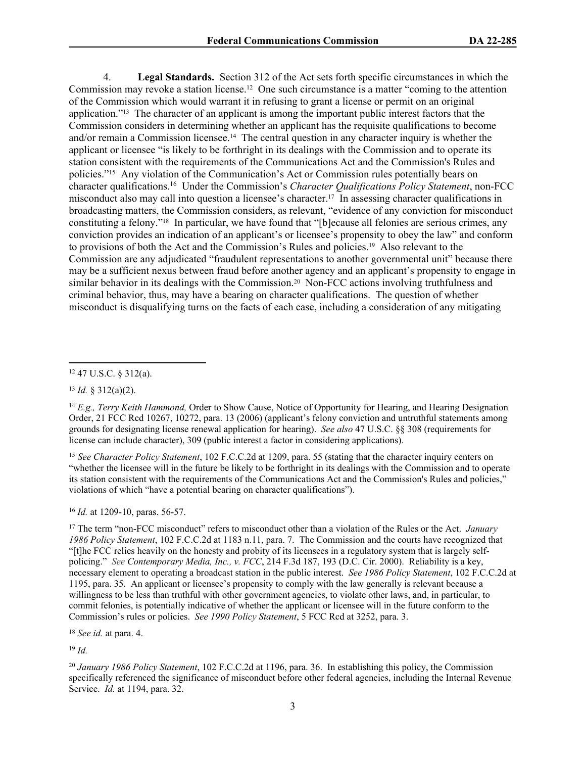4. **Legal Standards.** Section 312 of the Act sets forth specific circumstances in which the Commission may revoke a station license.[12] One such circumstance is a matter "coming to the attention of the Commission which would warrant it in refusing to grant a license or permit on an original application."[13] The character of an applicant is among the important public interest factors that the Commission considers in determining whether an applicant has the requisite qualifications to become and/or remain a Commission licensee.[14] The central question in any character inquiry is whether the applicant or licensee "is likely to be forthright in its dealings with the Commission and to operate its station consistent with the requirements of the Communications Act and the Commission's Rules and policies."[15] Any violation of the Communication's Act or Commission rules potentially bears on character qualifications.[16] Under the Commission's *Character Qualifications Policy Statement*, non-FCC misconduct also may call into question a licensee's character.[17] In assessing character qualifications in broadcasting matters, the Commission considers, as relevant, "evidence of any conviction for misconduct constituting a felony."[18] In particular, we have found that "[b]ecause all felonies are serious crimes, any conviction provides an indication of an applicant's or licensee's propensity to obey the law" and conform to provisions of both the Act and the Commission's Rules and policies.[19] Also relevant to the Commission are any adjudicated "fraudulent representations to another governmental unit" because there may be a sufficient nexus between fraud before another agency and an applicant's propensity to engage in similar behavior in its dealings with the Commission.[20] Non-FCC actions involving truthfulness and criminal behavior, thus, may have a bearing on character qualifications. The question of whether misconduct is disqualifying turns on the facts of each case, including a consideration of any mitigating

---

[12] 47 U.S.C. § 312(a).

[13] *Id.* § 312(a)(2).

[14] *E.g., Terry Keith Hammond,* Order to Show Cause, Notice of Opportunity for Hearing, and Hearing Designation Order, 21 FCC Rcd 10267, 10272, para. 13 (2006) (applicant's felony conviction and untruthful statements among grounds for designating license renewal application for hearing). *See also* 47 U.S.C. §§ 308 (requirements for license can include character), 309 (public interest a factor in considering applications).

[15] *See Character Policy Statement*, 102 F.C.C.2d at 1209, para. 55 (stating that the character inquiry centers on "whether the licensee will in the future be likely to be forthright in its dealings with the Commission and to operate its station consistent with the requirements of the Communications Act and the Commission's Rules and policies," violations of which "have a potential bearing on character qualifications").

[16] *Id.* at 1209-10, paras. 56-57.

[17] The term "non-FCC misconduct" refers to misconduct other than a violation of the Rules or the Act. *January 1986 Policy Statement*, 102 F.C.C.2d at 1183 n.11, para. 7. The Commission and the courts have recognized that "[t]he FCC relies heavily on the honesty and probity of its licensees in a regulatory system that is largely self-policing." *See Contemporary Media, Inc., v. FCC*, 214 F.3d 187, 193 (D.C. Cir. 2000). Reliability is a key, necessary element to operating a broadcast station in the public interest. *See 1986 Policy Statement*, 102 F.C.C.2d at 1195, para. 35. An applicant or licensee's propensity to comply with the law generally is relevant because a willingness to be less than truthful with other government agencies, to violate other laws, and, in particular, to commit felonies, is potentially indicative of whether the applicant or licensee will in the future conform to the Commission's rules or policies. *See 1990 Policy Statement*, 5 FCC Rcd at 3252, para. 3.

[18] *See id.* at para. 4.

[19] *Id.*

[20] *January 1986 Policy Statement*, 102 F.C.C.2d at 1196, para. 36. In establishing this policy, the Commission specifically referenced the significance of misconduct before other federal agencies, including the Internal Revenue Service. *Id.* at 1194, para. 32.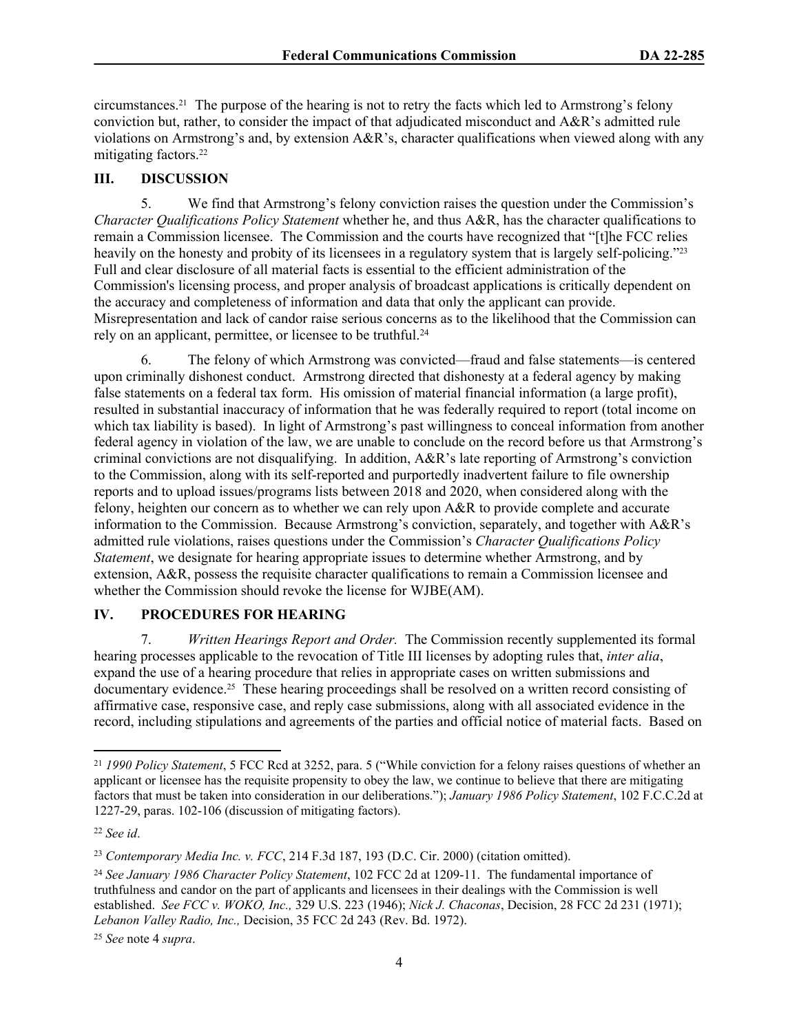circumstances.[21] The purpose of the hearing is not to retry the facts which led to Armstrong's felony conviction but, rather, to consider the impact of that adjudicated misconduct and A&R's admitted rule violations on Armstrong's and, by extension A&R's, character qualifications when viewed along with any mitigating factors.[22]

## III. DISCUSSION

5. We find that Armstrong's felony conviction raises the question under the Commission's *Character Qualifications Policy Statement* whether he, and thus A&R, has the character qualifications to remain a Commission licensee. The Commission and the courts have recognized that "[t]he FCC relies heavily on the honesty and probity of its licensees in a regulatory system that is largely self-policing."[23] Full and clear disclosure of all material facts is essential to the efficient administration of the Commission's licensing process, and proper analysis of broadcast applications is critically dependent on the accuracy and completeness of information and data that only the applicant can provide. Misrepresentation and lack of candor raise serious concerns as to the likelihood that the Commission can rely on an applicant, permittee, or licensee to be truthful.[24]

6. The felony of which Armstrong was convicted—fraud and false statements—is centered upon criminally dishonest conduct. Armstrong directed that dishonesty at a federal agency by making false statements on a federal tax form. His omission of material financial information (a large profit), resulted in substantial inaccuracy of information that he was federally required to report (total income on which tax liability is based). In light of Armstrong's past willingness to conceal information from another federal agency in violation of the law, we are unable to conclude on the record before us that Armstrong's criminal convictions are not disqualifying. In addition, A&R's late reporting of Armstrong's conviction to the Commission, along with its self-reported and purportedly inadvertent failure to file ownership reports and to upload issues/programs lists between 2018 and 2020, when considered along with the felony, heighten our concern as to whether we can rely upon A&R to provide complete and accurate information to the Commission. Because Armstrong's conviction, separately, and together with A&R's admitted rule violations, raises questions under the Commission's *Character Qualifications Policy Statement*, we designate for hearing appropriate issues to determine whether Armstrong, and by extension, A&R, possess the requisite character qualifications to remain a Commission licensee and whether the Commission should revoke the license for WJBE(AM).

## IV. PROCEDURES FOR HEARING

7. *Written Hearings Report and Order.* The Commission recently supplemented its formal hearing processes applicable to the revocation of Title III licenses by adopting rules that, *inter alia*, expand the use of a hearing procedure that relies in appropriate cases on written submissions and documentary evidence.[25] These hearing proceedings shall be resolved on a written record consisting of affirmative case, responsive case, and reply case submissions, along with all associated evidence in the record, including stipulations and agreements of the parties and official notice of material facts. Based on

---

[21] *1990 Policy Statement*, 5 FCC Rcd at 3252, para. 5 ("While conviction for a felony raises questions of whether an applicant or licensee has the requisite propensity to obey the law, we continue to believe that there are mitigating factors that must be taken into consideration in our deliberations."); *January 1986 Policy Statement*, 102 F.C.C.2d at 1227-29, paras. 102-106 (discussion of mitigating factors).

[22] *See id*.

[23] *Contemporary Media Inc. v. FCC*, 214 F.3d 187, 193 (D.C. Cir. 2000) (citation omitted).

[24] *See January 1986 Character Policy Statement*, 102 FCC 2d at 1209-11. The fundamental importance of truthfulness and candor on the part of applicants and licensees in their dealings with the Commission is well established. *See FCC v. WOKO, Inc.,* 329 U.S. 223 (1946); *Nick J. Chaconas*, Decision, 28 FCC 2d 231 (1971); *Lebanon Valley Radio, Inc.,* Decision, 35 FCC 2d 243 (Rev. Bd. 1972).

[25] *See* note 4 *supra*.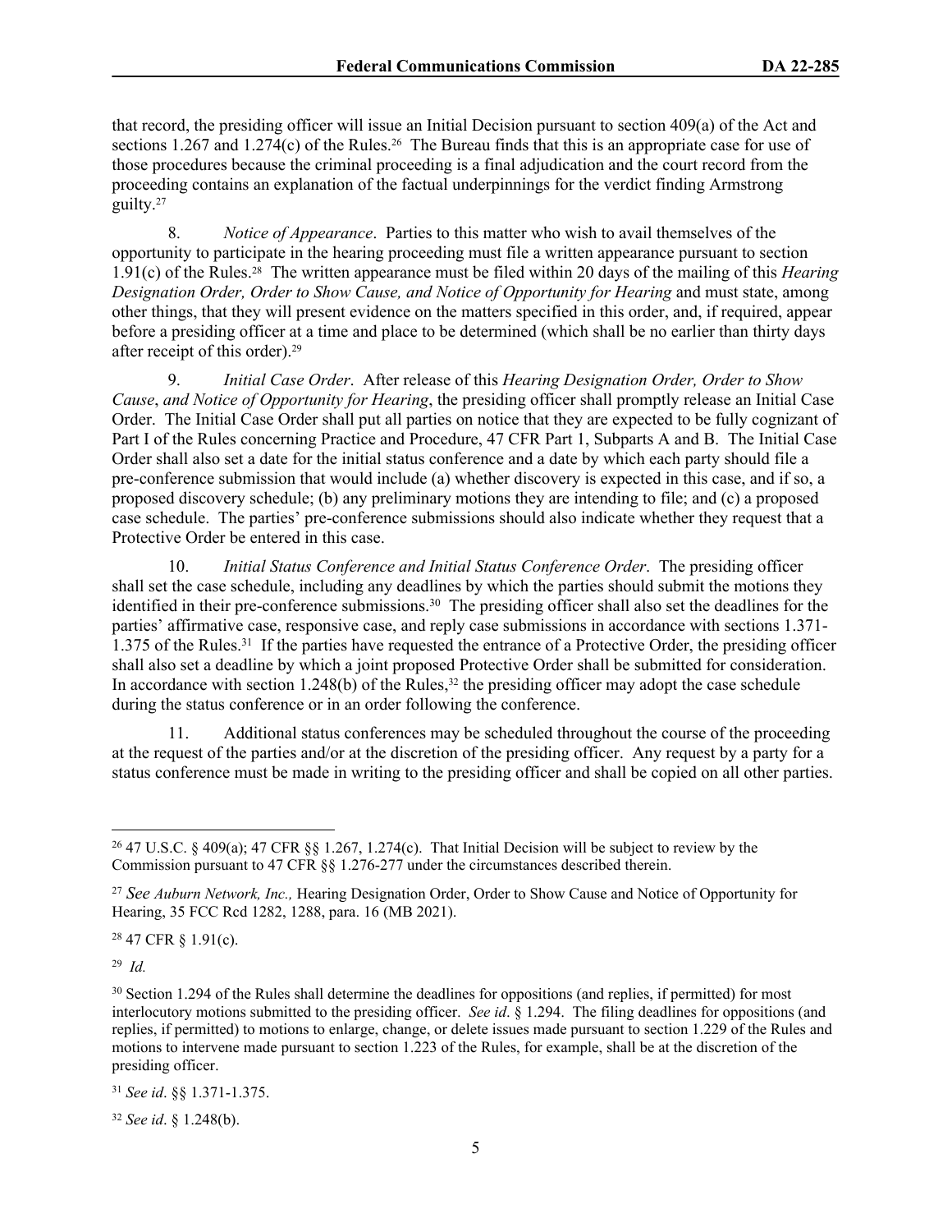that record, the presiding officer will issue an Initial Decision pursuant to section 409(a) of the Act and sections 1.267 and 1.274(c) of the Rules.[26] The Bureau finds that this is an appropriate case for use of those procedures because the criminal proceeding is a final adjudication and the court record from the proceeding contains an explanation of the factual underpinnings for the verdict finding Armstrong guilty.[27]

8. *Notice of Appearance*. Parties to this matter who wish to avail themselves of the opportunity to participate in the hearing proceeding must file a written appearance pursuant to section 1.91(c) of the Rules.[28] The written appearance must be filed within 20 days of the mailing of this *Hearing Designation Order, Order to Show Cause, and Notice of Opportunity for Hearing* and must state, among other things, that they will present evidence on the matters specified in this order, and, if required, appear before a presiding officer at a time and place to be determined (which shall be no earlier than thirty days after receipt of this order).[29]

9. *Initial Case Order*. After release of this *Hearing Designation Order, Order to Show Cause*, *and Notice of Opportunity for Hearing*, the presiding officer shall promptly release an Initial Case Order. The Initial Case Order shall put all parties on notice that they are expected to be fully cognizant of Part I of the Rules concerning Practice and Procedure, 47 CFR Part 1, Subparts A and B. The Initial Case Order shall also set a date for the initial status conference and a date by which each party should file a pre-conference submission that would include (a) whether discovery is expected in this case, and if so, a proposed discovery schedule; (b) any preliminary motions they are intending to file; and (c) a proposed case schedule. The parties' pre-conference submissions should also indicate whether they request that a Protective Order be entered in this case.

10. *Initial Status Conference and Initial Status Conference Order*. The presiding officer shall set the case schedule, including any deadlines by which the parties should submit the motions they identified in their pre-conference submissions.[30] The presiding officer shall also set the deadlines for the parties' affirmative case, responsive case, and reply case submissions in accordance with sections 1.371-1.375 of the Rules.[31] If the parties have requested the entrance of a Protective Order, the presiding officer shall also set a deadline by which a joint proposed Protective Order shall be submitted for consideration. In accordance with section 1.248(b) of the Rules,[32] the presiding officer may adopt the case schedule during the status conference or in an order following the conference.

11. Additional status conferences may be scheduled throughout the course of the proceeding at the request of the parties and/or at the discretion of the presiding officer. Any request by a party for a status conference must be made in writing to the presiding officer and shall be copied on all other parties.

---

[26] 47 U.S.C. § 409(a); 47 CFR §§ 1.267, 1.274(c). That Initial Decision will be subject to review by the Commission pursuant to 47 CFR §§ 1.276-277 under the circumstances described therein.

[27] *See Auburn Network, Inc.,* Hearing Designation Order, Order to Show Cause and Notice of Opportunity for Hearing, 35 FCC Rcd 1282, 1288, para. 16 (MB 2021).

[28] 47 CFR § 1.91(c).

[29] *Id.*

[30] Section 1.294 of the Rules shall determine the deadlines for oppositions (and replies, if permitted) for most interlocutory motions submitted to the presiding officer. *See id*. § 1.294. The filing deadlines for oppositions (and replies, if permitted) to motions to enlarge, change, or delete issues made pursuant to section 1.229 of the Rules and motions to intervene made pursuant to section 1.223 of the Rules, for example, shall be at the discretion of the presiding officer.

[31] *See id*. §§ 1.371-1.375.

[32] *See id*. § 1.248(b).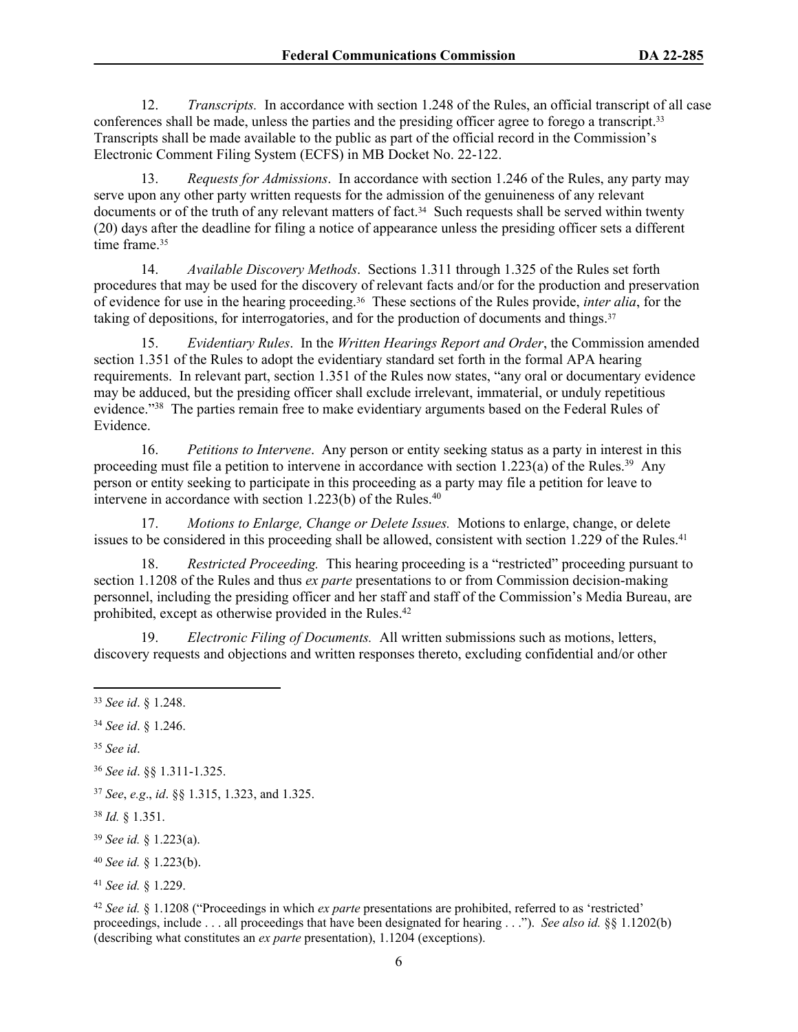12. *Transcripts.* In accordance with section 1.248 of the Rules, an official transcript of all case conferences shall be made, unless the parties and the presiding officer agree to forego a transcript.[33] Transcripts shall be made available to the public as part of the official record in the Commission's Electronic Comment Filing System (ECFS) in MB Docket No. 22-122.

13. *Requests for Admissions*. In accordance with section 1.246 of the Rules, any party may serve upon any other party written requests for the admission of the genuineness of any relevant documents or of the truth of any relevant matters of fact.[34] Such requests shall be served within twenty (20) days after the deadline for filing a notice of appearance unless the presiding officer sets a different time frame.[35]

14. *Available Discovery Methods*. Sections 1.311 through 1.325 of the Rules set forth procedures that may be used for the discovery of relevant facts and/or for the production and preservation of evidence for use in the hearing proceeding.[36] These sections of the Rules provide, *inter alia*, for the taking of depositions, for interrogatories, and for the production of documents and things.[37]

15. *Evidentiary Rules*. In the *Written Hearings Report and Order*, the Commission amended section 1.351 of the Rules to adopt the evidentiary standard set forth in the formal APA hearing requirements. In relevant part, section 1.351 of the Rules now states, "any oral or documentary evidence may be adduced, but the presiding officer shall exclude irrelevant, immaterial, or unduly repetitious evidence."[38] The parties remain free to make evidentiary arguments based on the Federal Rules of Evidence.

16. *Petitions to Intervene*. Any person or entity seeking status as a party in interest in this proceeding must file a petition to intervene in accordance with section 1.223(a) of the Rules.[39] Any person or entity seeking to participate in this proceeding as a party may file a petition for leave to intervene in accordance with section 1.223(b) of the Rules.[40]

17. *Motions to Enlarge, Change or Delete Issues.* Motions to enlarge, change, or delete issues to be considered in this proceeding shall be allowed, consistent with section 1.229 of the Rules.[41]

18. *Restricted Proceeding.* This hearing proceeding is a "restricted" proceeding pursuant to section 1.1208 of the Rules and thus *ex parte* presentations to or from Commission decision-making personnel, including the presiding officer and her staff and staff of the Commission's Media Bureau, are prohibited, except as otherwise provided in the Rules.[42]

19. *Electronic Filing of Documents.* All written submissions such as motions, letters, discovery requests and objections and written responses thereto, excluding confidential and/or other

---

[33] *See id*. § 1.248.

[34] *See id*. § 1.246.

[35] *See id*.

[36] *See id*. §§ 1.311-1.325.

[37] *See*, *e.g*., *id*. §§ 1.315, 1.323, and 1.325.

[38] *Id.* § 1.351.

[39] *See id.* § 1.223(a).

[40] *See id.* § 1.223(b).

[41] *See id.* § 1.229.

[42] *See id.* § 1.1208 ("Proceedings in which *ex parte* presentations are prohibited, referred to as 'restricted' proceedings, include . . . all proceedings that have been designated for hearing . . ."). *See also id.* §§ 1.1202(b) (describing what constitutes an *ex parte* presentation), 1.1204 (exceptions).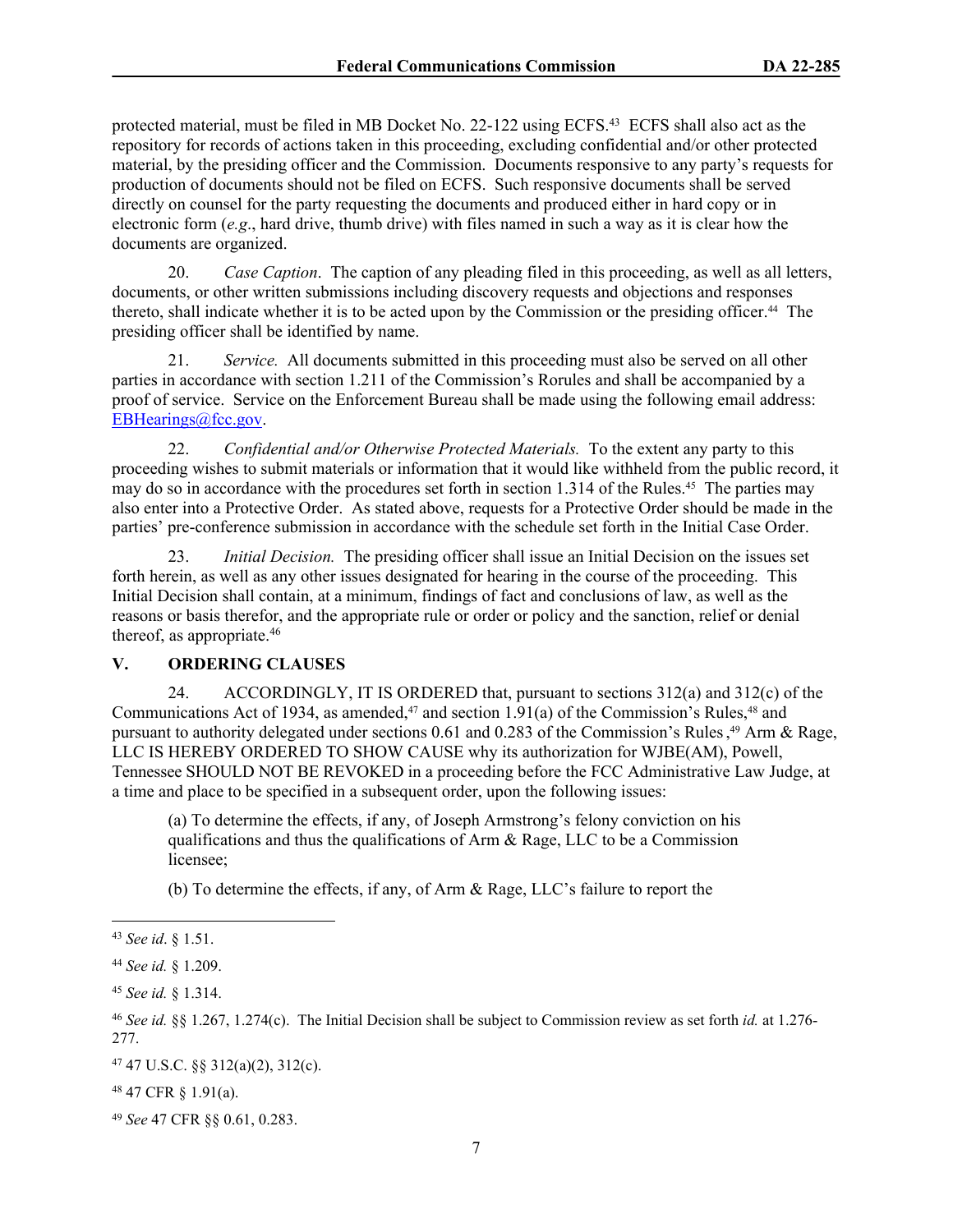protected material, must be filed in MB Docket No. 22-122 using ECFS.[43] ECFS shall also act as the repository for records of actions taken in this proceeding, excluding confidential and/or other protected material, by the presiding officer and the Commission. Documents responsive to any party's requests for production of documents should not be filed on ECFS. Such responsive documents shall be served directly on counsel for the party requesting the documents and produced either in hard copy or in electronic form (*e.g*., hard drive, thumb drive) with files named in such a way as it is clear how the documents are organized.

20. *Case Caption*. The caption of any pleading filed in this proceeding, as well as all letters, documents, or other written submissions including discovery requests and objections and responses thereto, shall indicate whether it is to be acted upon by the Commission or the presiding officer.[44] The presiding officer shall be identified by name.

21. *Service.* All documents submitted in this proceeding must also be served on all other parties in accordance with section 1.211 of the Commission's Rorules and shall be accompanied by a proof of service. Service on the Enforcement Bureau shall be made using the following email address: EBHearings@fcc.gov.

22. *Confidential and/or Otherwise Protected Materials.* To the extent any party to this proceeding wishes to submit materials or information that it would like withheld from the public record, it may do so in accordance with the procedures set forth in section 1.314 of the Rules.[45] The parties may also enter into a Protective Order. As stated above, requests for a Protective Order should be made in the parties' pre-conference submission in accordance with the schedule set forth in the Initial Case Order.

23. *Initial Decision.* The presiding officer shall issue an Initial Decision on the issues set forth herein, as well as any other issues designated for hearing in the course of the proceeding. This Initial Decision shall contain, at a minimum, findings of fact and conclusions of law, as well as the reasons or basis therefor, and the appropriate rule or order or policy and the sanction, relief or denial thereof, as appropriate.[46]

## V. ORDERING CLAUSES

24. ACCORDINGLY, IT IS ORDERED that, pursuant to sections 312(a) and 312(c) of the Communications Act of 1934, as amended,[47] and section 1.91(a) of the Commission's Rules,[48] and pursuant to authority delegated under sections 0.61 and 0.283 of the Commission's Rules ,[49] Arm & Rage, LLC IS HEREBY ORDERED TO SHOW CAUSE why its authorization for WJBE(AM), Powell, Tennessee SHOULD NOT BE REVOKED in a proceeding before the FCC Administrative Law Judge, at a time and place to be specified in a subsequent order, upon the following issues:

> (a) To determine the effects, if any, of Joseph Armstrong's felony conviction on his qualifications and thus the qualifications of Arm & Rage, LLC to be a Commission licensee;
>
> (b) To determine the effects, if any, of Arm & Rage, LLC's failure to report the

---

[43] *See id*. § 1.51.

[44] *See id.* § 1.209.

[45] *See id.* § 1.314.

[46] *See id.* §§ 1.267, 1.274(c). The Initial Decision shall be subject to Commission review as set forth *id.* at 1.276-277.

[47] 47 U.S.C. §§ 312(a)(2), 312(c).

[48] 47 CFR § 1.91(a).

[49] *See* 47 CFR §§ 0.61, 0.283.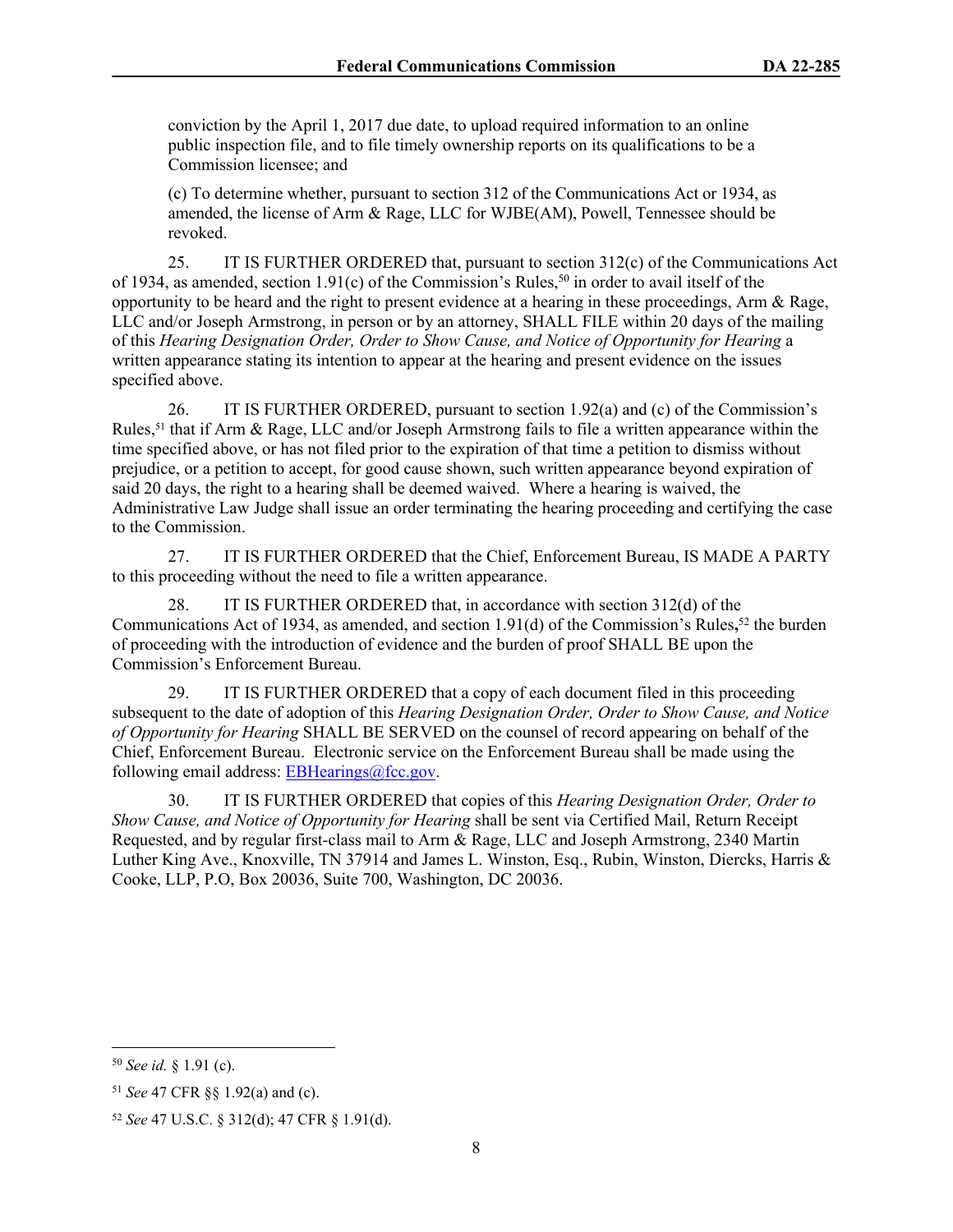conviction by the April 1, 2017 due date, to upload required information to an online public inspection file, and to file timely ownership reports on its qualifications to be a Commission licensee; and

(c) To determine whether, pursuant to section 312 of the Communications Act or 1934, as amended, the license of Arm & Rage, LLC for WJBE(AM), Powell, Tennessee should be revoked.

25. IT IS FURTHER ORDERED that, pursuant to section 312(c) of the Communications Act of 1934, as amended, section 1.91(c) of the Commission's Rules,[50] in order to avail itself of the opportunity to be heard and the right to present evidence at a hearing in these proceedings, Arm & Rage, LLC and/or Joseph Armstrong, in person or by an attorney, SHALL FILE within 20 days of the mailing of this *Hearing Designation Order, Order to Show Cause, and Notice of Opportunity for Hearing* a written appearance stating its intention to appear at the hearing and present evidence on the issues specified above.

26. IT IS FURTHER ORDERED, pursuant to section 1.92(a) and (c) of the Commission's Rules,[51] that if Arm & Rage, LLC and/or Joseph Armstrong fails to file a written appearance within the time specified above, or has not filed prior to the expiration of that time a petition to dismiss without prejudice, or a petition to accept, for good cause shown, such written appearance beyond expiration of said 20 days, the right to a hearing shall be deemed waived. Where a hearing is waived, the Administrative Law Judge shall issue an order terminating the hearing proceeding and certifying the case to the Commission.

27. IT IS FURTHER ORDERED that the Chief, Enforcement Bureau, IS MADE A PARTY to this proceeding without the need to file a written appearance.

28. IT IS FURTHER ORDERED that, in accordance with section 312(d) of the Communications Act of 1934, as amended, and section 1.91(d) of the Commission's Rules,[52] the burden of proceeding with the introduction of evidence and the burden of proof SHALL BE upon the Commission's Enforcement Bureau.

29. IT IS FURTHER ORDERED that a copy of each document filed in this proceeding subsequent to the date of adoption of this *Hearing Designation Order, Order to Show Cause, and Notice of Opportunity for Hearing* SHALL BE SERVED on the counsel of record appearing on behalf of the Chief, Enforcement Bureau. Electronic service on the Enforcement Bureau shall be made using the following email address: EBHearings@fcc.gov.

30. IT IS FURTHER ORDERED that copies of this *Hearing Designation Order, Order to Show Cause, and Notice of Opportunity for Hearing* shall be sent via Certified Mail, Return Receipt Requested, and by regular first-class mail to Arm & Rage, LLC and Joseph Armstrong, 2340 Martin Luther King Ave., Knoxville, TN 37914 and James L. Winston, Esq., Rubin, Winston, Diercks, Harris & Cooke, LLP, P.O, Box 20036, Suite 700, Washington, DC 20036.

---

[50] *See id.* § 1.91 (c).

[51] *See* 47 CFR §§ 1.92(a) and (c).

[52] *See* 47 U.S.C. § 312(d); 47 CFR § 1.91(d).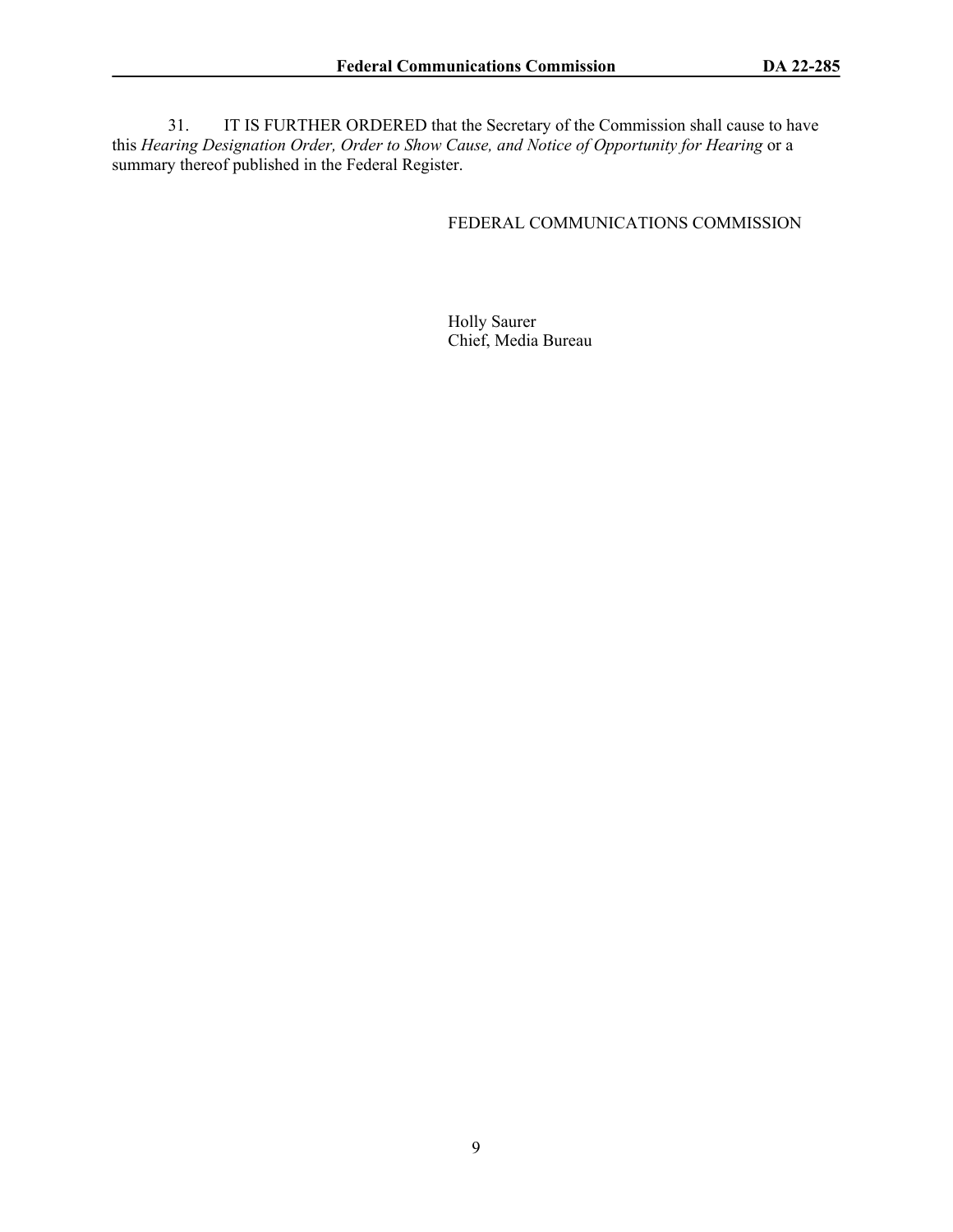31. IT IS FURTHER ORDERED that the Secretary of the Commission shall cause to have this *Hearing Designation Order, Order to Show Cause, and Notice of Opportunity for Hearing* or a summary thereof published in the Federal Register.

FEDERAL COMMUNICATIONS COMMISSION

Holly Saurer
Chief, Media Bureau